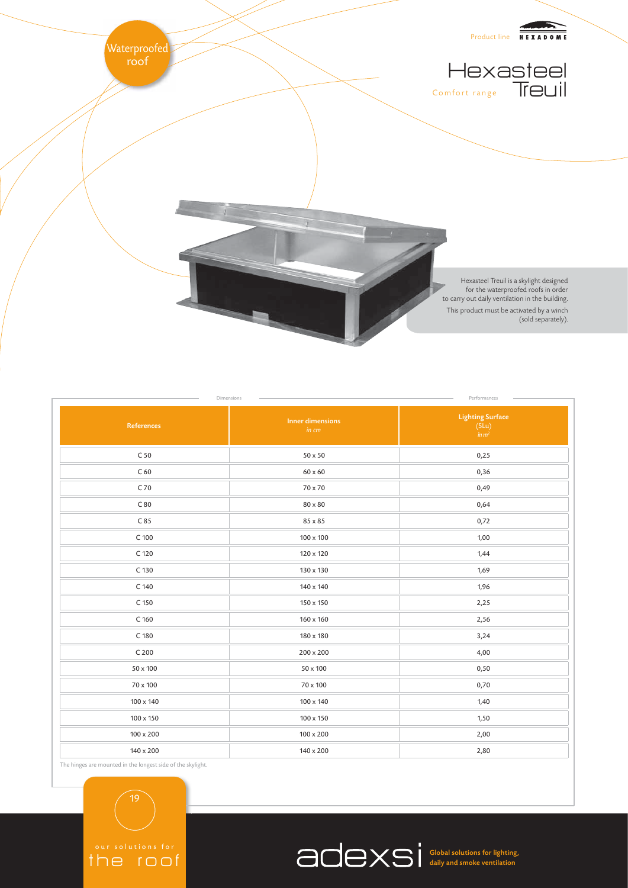Waterproofed roof

Product line HEXADOME

# Hexasteel Treuil

Comfort range

Hexasteel Treuil is a skylight designed for the waterproofed roofs in order to carry out daily ventilation in the building.

This product must be activated by a winch (sold separately).

| Dimensions | | Performances |
|---|---|---|
| **References** | **Inner dimensions** *in cm* | **Lighting Surface** (SLu) *in m²* |
| C 50 | 50 x 50 | 0,25 |
| C 60 | 60 x 60 | 0,36 |
| C 70 | 70 x 70 | 0,49 |
| C 80 | 80 x 80 | 0,64 |
| C 85 | 85 x 85 | 0,72 |
| C 100 | 100 x 100 | 1,00 |
| C 120 | 120 x 120 | 1,44 |
| C 130 | 130 x 130 | 1,69 |
| C 140 | 140 x 140 | 1,96 |
| C 150 | 150 x 150 | 2,25 |
| C 160 | 160 x 160 | 2,56 |
| C 180 | 180 x 180 | 3,24 |
| C 200 | 200 x 200 | 4,00 |
| 50 x 100 | 50 x 100 | 0,50 |
| 70 x 100 | 70 x 100 | 0,70 |
| 100 x 140 | 100 x 140 | 1,40 |
| 100 x 150 | 100 x 150 | 1,50 |
| 100 x 200 | 100 x 200 | 2,00 |
| 140 x 200 | 140 x 200 | 2,80 |

The hinges are mounted in the longest side of the skylight.

our solutions for the roof

adexsi Global solutions for lighting, daily and smoke ventilation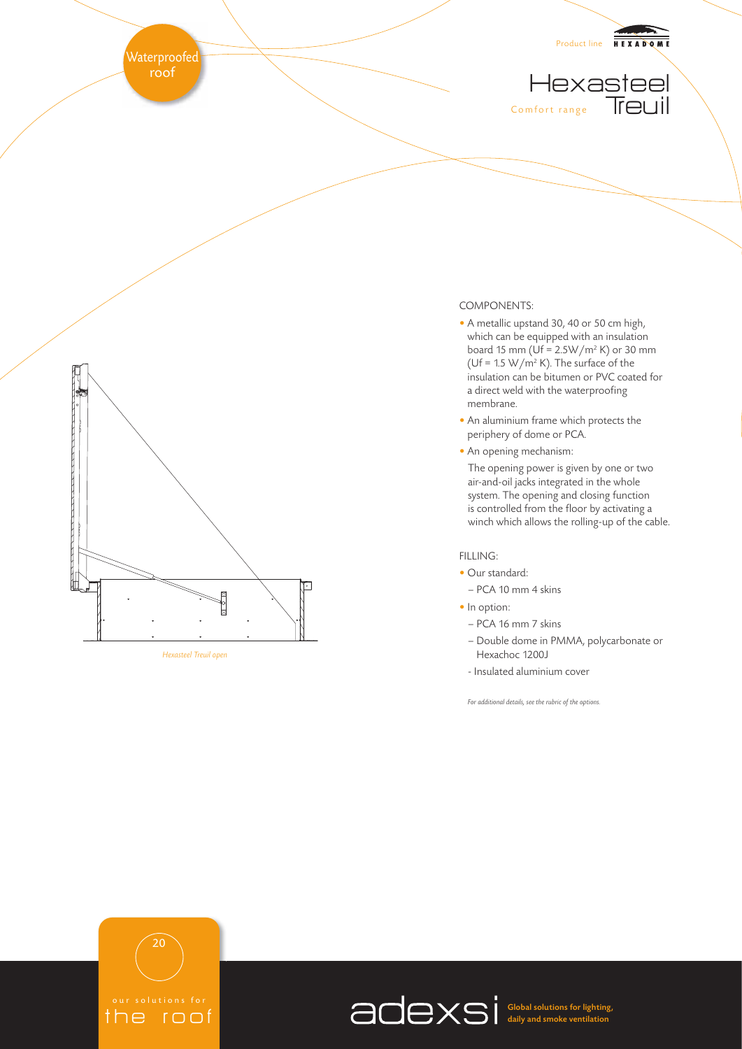Waterproofed roof

Product line HEXADOME

# Hexasteel Treuil

Comfort range

*Hexasteel Treuil open*

## COMPONENTS:

- A metallic upstand 30, 40 or 50 cm high, which can be equipped with an insulation board 15 mm (Uf = 2.5W/m² K) or 30 mm (Uf = 1.5 W/m² K). The surface of the insulation can be bitumen or PVC coated for a direct weld with the waterproofing membrane.
- An aluminium frame which protects the periphery of dome or PCA.
- An opening mechanism:

  The opening power is given by one or two air-and-oil jacks integrated in the whole system. The opening and closing function is controlled from the floor by activating a winch which allows the rolling-up of the cable.

## FILLING:

- Our standard:
  – PCA 10 mm 4 skins
- In option:
  – PCA 16 mm 7 skins
  – Double dome in PMMA, polycarbonate or Hexachoc 1200J
  - Insulated aluminium cover

*For additional details, see the rubric of the options.*

our solutions for the roof

adexsi Global solutions for lighting, daily and smoke ventilation